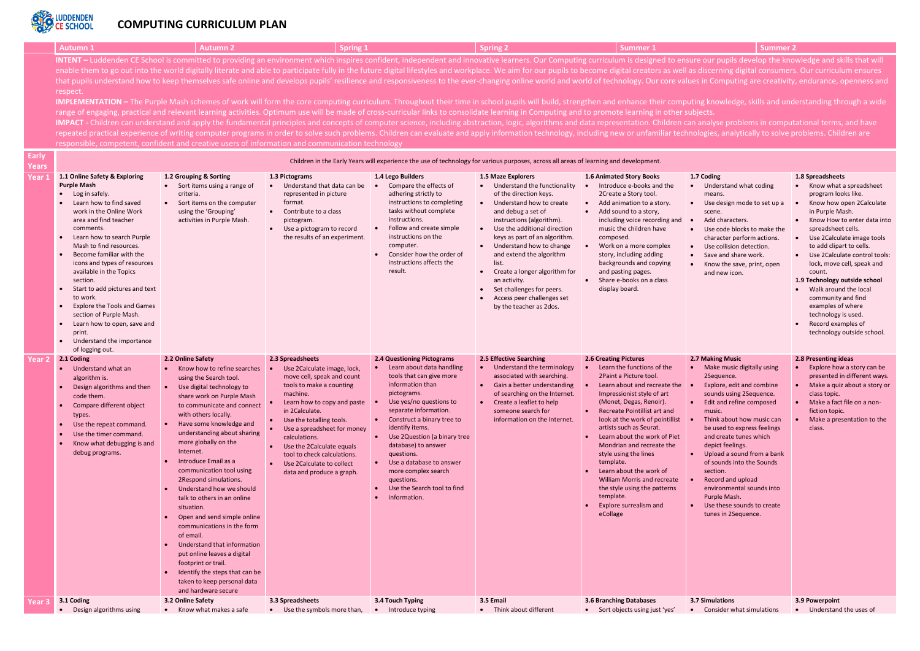# COMPUTING CURRICULUM PLAN

LUDDENDEN CE SCHOOL

| | Autumn 1 | | Autumn 2 | | Spring 1 | | Spring 2 | | Summer 1 | | Summer 2 | |
|---|---|---|---|---|---|---|---|---|---|---|---|---|

**INTENT –** Luddenden CE School is committed to providing an environment which inspires confident, independent and innovative learners. Our Computing curriculum is designed to ensure our pupils develop the knowledge and skills that will enable them to go out into the world digitally literate and able to participate fully in the future digital lifestyles and workplace. We aim for our pupils to become digital creators as well as discerning digital consumers. Our curriculum ensures that pupils understand how to keep themselves safe online and develops pupils' resilience and responsiveness to the ever-changing online world and world of technology. Our core values in Computing are creativity, endurance, openness and respect.

**IMPLEMENTATION –** The Purple Mash schemes of work will form the core computing curriculum. Throughout their time in school pupils will build, strengthen and enhance their computing knowledge, skills and understanding through a wide range of engaging, practical and relevant learning activities. Optimum use will be made of cross-curricular links to consolidate learning in Computing and to promote learning in other subjects.

**IMPACT -** Children can understand and apply the fundamental principles and concepts of computer science, including abstraction, logic, algorithms and data representation. Children can analyse problems in computational terms, and have repeated practical experience of writing computer programs in order to solve such problems. Children can evaluate and apply information technology, including new or unfamiliar technologies, analytically to solve problems. Children are responsible, competent, confident and creative users of information and communication technology

| | | | | | | | | |
|---|---|---|---|---|---|---|---|---|
| **Early Years** | Children in the Early Years will experience the use of technology for various purposes, across all areas of learning and development. | | | | | | | |
| **Year 1** | **1.1 Online Safety & Exploring Purple Mash**<br>• Log in safely.<br>• Learn how to find saved work in the Online Work area and find teacher comments.<br>• Learn how to search Purple Mash to find resources.<br>• Become familiar with the icons and types of resources available in the Topics section.<br>• Start to add pictures and text to work.<br>• Explore the Tools and Games section of Purple Mash.<br>• Learn how to open, save and print.<br>• Understand the importance of logging out. | **1.2 Grouping & Sorting**<br>• Sort items using a range of criteria.<br>• Sort items on the computer using the 'Grouping' activities in Purple Mash. | **1.3 Pictograms**<br>• Understand that data can be represented in picture format.<br>• Contribute to a class pictogram.<br>• Use a pictogram to record the results of an experiment. | **1.4 Lego Builders**<br>• Compare the effects of adhering strictly to instructions to completing tasks without complete instructions.<br>• Follow and create simple instructions on the computer.<br>• Consider how the order of instructions affects the result. | **1.5 Maze Explorers**<br>• Understand the functionality of the direction keys.<br>• Understand how to create and debug a set of instructions (algorithm).<br>• Use the additional direction keys as part of an algorithm.<br>• Understand how to change and extend the algorithm list.<br>• Create a longer algorithm for an activity.<br>• Set challenges for peers.<br>• Access peer challenges set by the teacher as 2dos. | **1.6 Animated Story Books**<br>• Introduce e-books and the 2Create a Story tool.<br>• Add animation to a story.<br>• Add sound to a story, including voice recording and music the children have composed.<br>• Work on a more complex story, including adding backgrounds and copying and pasting pages.<br>• Share e-books on a class display board. | **1.7 Coding**<br>• Understand what coding means.<br>• Use design mode to set up a scene.<br>• Add characters.<br>• Use code blocks to make the character perform actions.<br>• Use collision detection.<br>• Save and share work.<br>• Know the save, print, open and new icon. | **1.8 Spreadsheets**<br>• Know what a spreadsheet program looks like.<br>• Know how open 2Calculate in Purple Mash.<br>• Know How to enter data into spreadsheet cells.<br>• Use 2Calculate image tools to add clipart to cells.<br>• Use 2Calculate control tools: lock, move cell, speak and count.<br>**1.9 Technology outside school**<br>• Walk around the local community and find examples of where technology is used.<br>• Record examples of technology outside school. |
| **Year 2** | **2.1 Coding**<br>• Understand what an algorithm is.<br>• Design algorithms and then code them.<br>• Compare different object types.<br>• Use the repeat command.<br>• Use the timer command.<br>• Know what debugging is and debug programs. | **2.2 Online Safety**<br>• Know how to refine searches using the Search tool.<br>• Use digital technology to share work on Purple Mash to communicate and connect with others locally.<br>• Have some knowledge and understanding about sharing more globally on the Internet.<br>• Introduce Email as a communication tool using 2Respond simulations.<br>• Understand how we should talk to others in an online situation.<br>• Open and send simple online communications in the form of email.<br>• Understand that information put online leaves a digital footprint or trail.<br>• Identify the steps that can be taken to keep personal data and hardware secure | **2.3 Spreadsheets**<br>• Use 2Calculate image, lock, move cell, speak and count tools to make a counting machine.<br>• Learn how to copy and paste in 2Calculate.<br>• Use the totalling tools.<br>• Use a spreadsheet for money calculations.<br>• Use the 2Calculate equals tool to check calculations.<br>• Use 2Calculate to collect data and produce a graph. | **2.4 Questioning Pictograms**<br>• Learn about data handling tools that can give more information than pictograms.<br>• Use yes/no questions to separate information.<br>• Construct a binary tree to identify items.<br>• Use 2Question (a binary tree database) to answer questions.<br>• Use a database to answer more complex search questions.<br>• Use the Search tool to find<br>• information. | **2.5 Effective Searching**<br>• Understand the terminology associated with searching.<br>• Gain a better understanding of searching on the Internet.<br>• Create a leaflet to help someone search for information on the Internet. | **2.6 Creating Pictures**<br>• Learn the functions of the 2Paint a Picture tool.<br>• Learn about and recreate the Impressionist style of art (Monet, Degas, Renoir).<br>• Recreate Pointillist art and look at the work of pointillist artists such as Seurat.<br>• Learn about the work of Piet Mondrian and recreate the style using the lines template.<br>• Learn about the work of William Morris and recreate the style using the patterns template.<br>• Explore surrealism and eCollage | **2.7 Making Music**<br>• Make music digitally using 2Sequence.<br>• Explore, edit and combine sounds using 2Sequence.<br>• Edit and refine composed music.<br>• Think about how music can be used to express feelings and create tunes which depict feelings.<br>• Upload a sound from a bank of sounds into the Sounds section.<br>• Record and upload environmental sounds into Purple Mash.<br>• Use these sounds to create tunes in 2Sequence. | **2.8 Presenting ideas**<br>• Explore how a story can be presented in different ways.<br>• Make a quiz about a story or class topic.<br>• Make a fact file on a non-fiction topic.<br>• Make a presentation to the class. |
| **Year 3** | **3.1 Coding**<br>• Design algorithms using | **3.2 Online Safety**<br>• Know what makes a safe | **3.3 Spreadsheets**<br>• Use the symbols more than, | **3.4 Touch Typing**<br>• Introduce typing | **3.5 Email**<br>• Think about different | **3.6 Branching Databases**<br>• Sort objects using just 'yes' | **3.7 Simulations**<br>• Consider what simulations | **3.9 Powerpoint**<br>• Understand the uses of |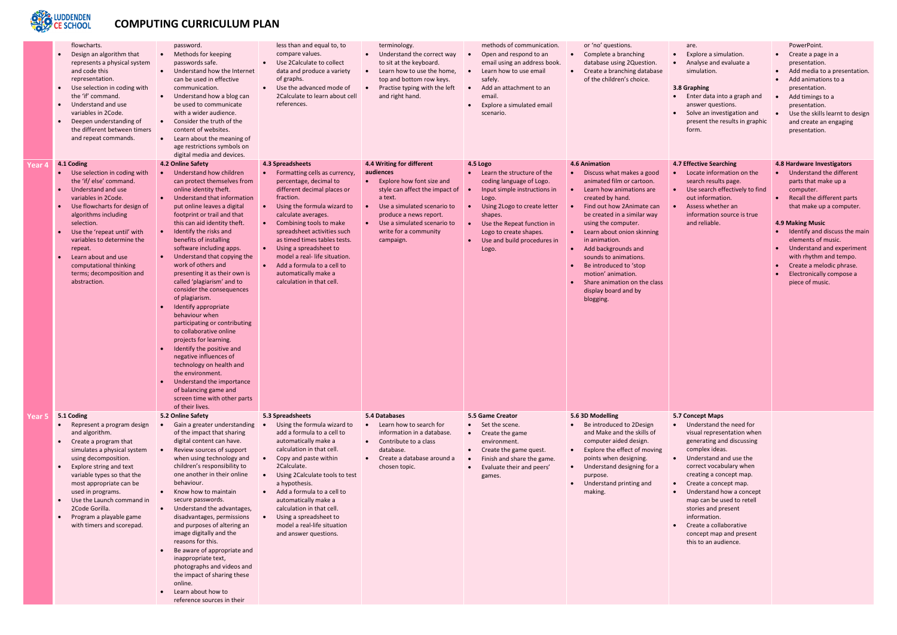# COMPUTING CURRICULUM PLAN

| | | | | | | | | |
|---|---|---|---|---|---|---|---|---|
| | flowcharts.<br>• Design an algorithm that represents a physical system and code this representation.<br>• Use selection in coding with the 'if' command.<br>• Understand and use variables in 2Code.<br>• Deepen understanding of the different between timers and repeat commands. | password.<br>• Methods for keeping passwords safe.<br>• Understand how the Internet can be used in effective communication.<br>• Understand how a blog can be used to communicate with a wider audience.<br>• Consider the truth of the content of websites.<br>• Learn about the meaning of age restrictions symbols on digital media and devices. | less than and equal to, to compare values.<br>• Use 2Calculate to collect data and produce a variety of graphs.<br>• Use the advanced mode of 2Calculate to learn about cell references. | terminology.<br>• Understand the correct way to sit at the keyboard.<br>• Learn how to use the home, top and bottom row keys.<br>• Practise typing with the left and right hand. | methods of communication.<br>• Open and respond to an email using an address book.<br>• Learn how to use email safely.<br>• Add an attachment to an email.<br>• Explore a simulated email scenario. | or 'no' questions.<br>• Complete a branching database using 2Question.<br>• Create a branching database of the children's choice. | are.<br>• Explore a simulation.<br>• Analyse and evaluate a simulation.<br><br>**3.8 Graphing**<br>• Enter data into a graph and answer questions.<br>• Solve an investigation and present the results in graphic form. | PowerPoint.<br>• Create a page in a presentation.<br>• Add media to a presentation.<br>• Add animations to a presentation.<br>• Add timings to a presentation.<br>• Use the skills learnt to design and create an engaging presentation. |
| **Year 4** | **4.1 Coding**<br>• Use selection in coding with the 'if/ else' command.<br>• Understand and use variables in 2Code.<br>• Use flowcharts for design of algorithms including selection.<br>• Use the 'repeat until' with variables to determine the repeat.<br>• Learn about and use computational thinking terms; decomposition and abstraction. | **4.2 Online Safety**<br>• Understand how children can protect themselves from online identity theft.<br>• Understand that information put online leaves a digital footprint or trail and that this can aid identity theft.<br>• Identify the risks and benefits of installing software including apps.<br>• Understand that copying the work of others and presenting it as their own is called 'plagiarism' and to consider the consequences of plagiarism.<br>• Identify appropriate behaviour when participating or contributing to collaborative online projects for learning.<br>• Identify the positive and negative influences of technology on health and the environment.<br>• Understand the importance of balancing game and screen time with other parts of their lives. | **4.3 Spreadsheets**<br>• Formatting cells as currency, percentage, decimal to different decimal places or fraction.<br>• Using the formula wizard to calculate averages.<br>• Combining tools to make spreadsheet activities such as timed times tables tests.<br>• Using a spreadsheet to model a real- life situation.<br>• Add a formula to a cell to automatically make a calculation in that cell. | **4.4 Writing for different audiences**<br>• Explore how font size and style can affect the impact of a text.<br>• Use a simulated scenario to produce a news report.<br>• Use a simulated scenario to write for a community campaign. | **4.5 Logo**<br>• Learn the structure of the coding language of Logo.<br>• Input simple instructions in Logo.<br>• Using 2Logo to create letter shapes.<br>• Use the Repeat function in Logo to create shapes.<br>• Use and build procedures in Logo. | **4.6 Animation**<br>• Discuss what makes a good animated film or cartoon.<br>• Learn how animations are created by hand.<br>• Find out how 2Animate can be created in a similar way using the computer.<br>• Learn about onion skinning in animation.<br>• Add backgrounds and sounds to animations.<br>• Be introduced to 'stop motion' animation.<br>• Share animation on the class display board and by blogging. | **4.7 Effective Searching**<br>• Locate information on the search results page.<br>• Use search effectively to find out information.<br>• Assess whether an information source is true and reliable. | **4.8 Hardware Investigators**<br>• Understand the different parts that make up a computer.<br>• Recall the different parts that make up a computer.<br><br>**4.9 Making Music**<br>• Identify and discuss the main elements of music.<br>• Understand and experiment with rhythm and tempo.<br>• Create a melodic phrase.<br>• Electronically compose a piece of music. |
| **Year 5** | **5.1 Coding**<br>• Represent a program design and algorithm.<br>• Create a program that simulates a physical system using decomposition.<br>• Explore string and text variable types so that the most appropriate can be used in programs.<br>• Use the Launch command in 2Code Gorilla.<br>• Program a playable game with timers and scorepad. | **5.2 Online Safety**<br>• Gain a greater understanding of the impact that sharing digital content can have.<br>• Review sources of support when using technology and children's responsibility to one another in their online behaviour.<br>• Know how to maintain secure passwords.<br>• Understand the advantages, disadvantages, permissions and purposes of altering an image digitally and the reasons for this.<br>• Be aware of appropriate and inappropriate text, photographs and videos and the impact of sharing these online.<br>• Learn about how to reference sources in their | **5.3 Spreadsheets**<br>• Using the formula wizard to add a formula to a cell to automatically make a calculation in that cell.<br>• Copy and paste within 2Calculate.<br>• Using 2Calculate tools to test a hypothesis.<br>• Add a formula to a cell to automatically make a calculation in that cell.<br>• Using a spreadsheet to model a real-life situation and answer questions. | **5.4 Databases**<br>• Learn how to search for information in a database.<br>• Contribute to a class database.<br>• Create a database around a chosen topic. | **5.5 Game Creator**<br>• Set the scene.<br>• Create the game environment.<br>• Create the game quest.<br>• Finish and share the game.<br>• Evaluate their and peers' games. | **5.6 3D Modelling**<br>• Be introduced to 2Design and Make and the skills of computer aided design.<br>• Explore the effect of moving points when designing.<br>• Understand designing for a purpose.<br>• Understand printing and making. | **5.7 Concept Maps**<br>• Understand the need for visual representation when generating and discussing complex ideas.<br>• Understand and use the correct vocabulary when creating a concept map.<br>• Create a concept map.<br>• Understand how a concept map can be used to retell stories and present information.<br>• Create a collaborative concept map and present this to an audience. | |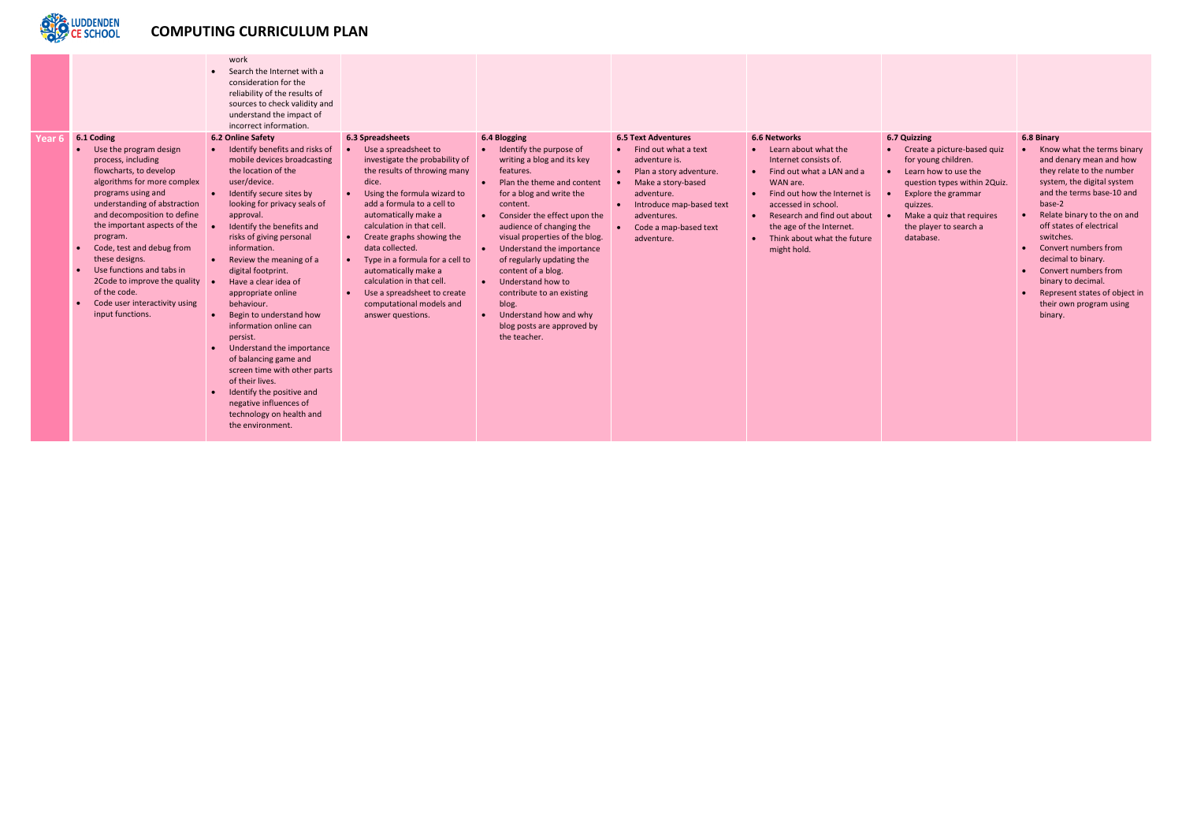# COMPUTING CURRICULUM PLAN

| | | | | | | | | |
|---|---|---|---|---|---|---|---|---|
| | | work<br>• Search the Internet with a consideration for the reliability of the results of sources to check validity and understand the impact of incorrect information. | | | | | | |
| Year 6 | **6.1 Coding**<br>• Use the program design process, including flowcharts, to develop algorithms for more complex programs using and understanding of abstraction and decomposition to define the important aspects of the program.<br>• Code, test and debug from these designs.<br>• Use functions and tabs in 2Code to improve the quality of the code.<br>• Code user interactivity using input functions. | **6.2 Online Safety**<br>• Identify benefits and risks of mobile devices broadcasting the location of the user/device.<br>• Identify secure sites by looking for privacy seals of approval.<br>• Identify the benefits and risks of giving personal information.<br>• Review the meaning of a digital footprint.<br>• Have a clear idea of appropriate online behaviour.<br>• Begin to understand how information online can persist.<br>• Understand the importance of balancing game and screen time with other parts of their lives.<br>• Identify the positive and negative influences of technology on health and the environment. | **6.3 Spreadsheets**<br>• Use a spreadsheet to investigate the probability of the results of throwing many dice.<br>• Using the formula wizard to add a formula to a cell to automatically make a calculation in that cell.<br>• Create graphs showing the data collected.<br>• Type in a formula for a cell to automatically make a calculation in that cell.<br>• Use a spreadsheet to create computational models and answer questions. | **6.4 Blogging**<br>• Identify the purpose of writing a blog and its key features.<br>• Plan the theme and content for a blog and write the content.<br>• Consider the effect upon the audience of changing the visual properties of the blog.<br>• Understand the importance of regularly updating the content of a blog.<br>• Understand how to contribute to an existing blog.<br>• Understand how and why blog posts are approved by the teacher. | **6.5 Text Adventures**<br>• Find out what a text adventure is.<br>• Plan a story adventure.<br>• Make a story-based adventure.<br>• Introduce map-based text adventures.<br>• Code a map-based text adventure. | **6.6 Networks**<br>• Learn about what the Internet consists of.<br>• Find out what a LAN and a WAN are.<br>• Find out how the Internet is accessed in school.<br>• Research and find out about the age of the Internet.<br>• Think about what the future might hold. | **6.7 Quizzing**<br>• Create a picture-based quiz for young children.<br>• Learn how to use the question types within 2Quiz.<br>• Explore the grammar quizzes.<br>• Make a quiz that requires the player to search a database. | **6.8 Binary**<br>• Know what the terms binary and denary mean and how they relate to the number system, the digital system and the terms base-10 and base-2<br>• Relate binary to the on and off states of electrical switches.<br>• Convert numbers from decimal to binary.<br>• Convert numbers from binary to decimal.<br>• Represent states of object in their own program using binary. |